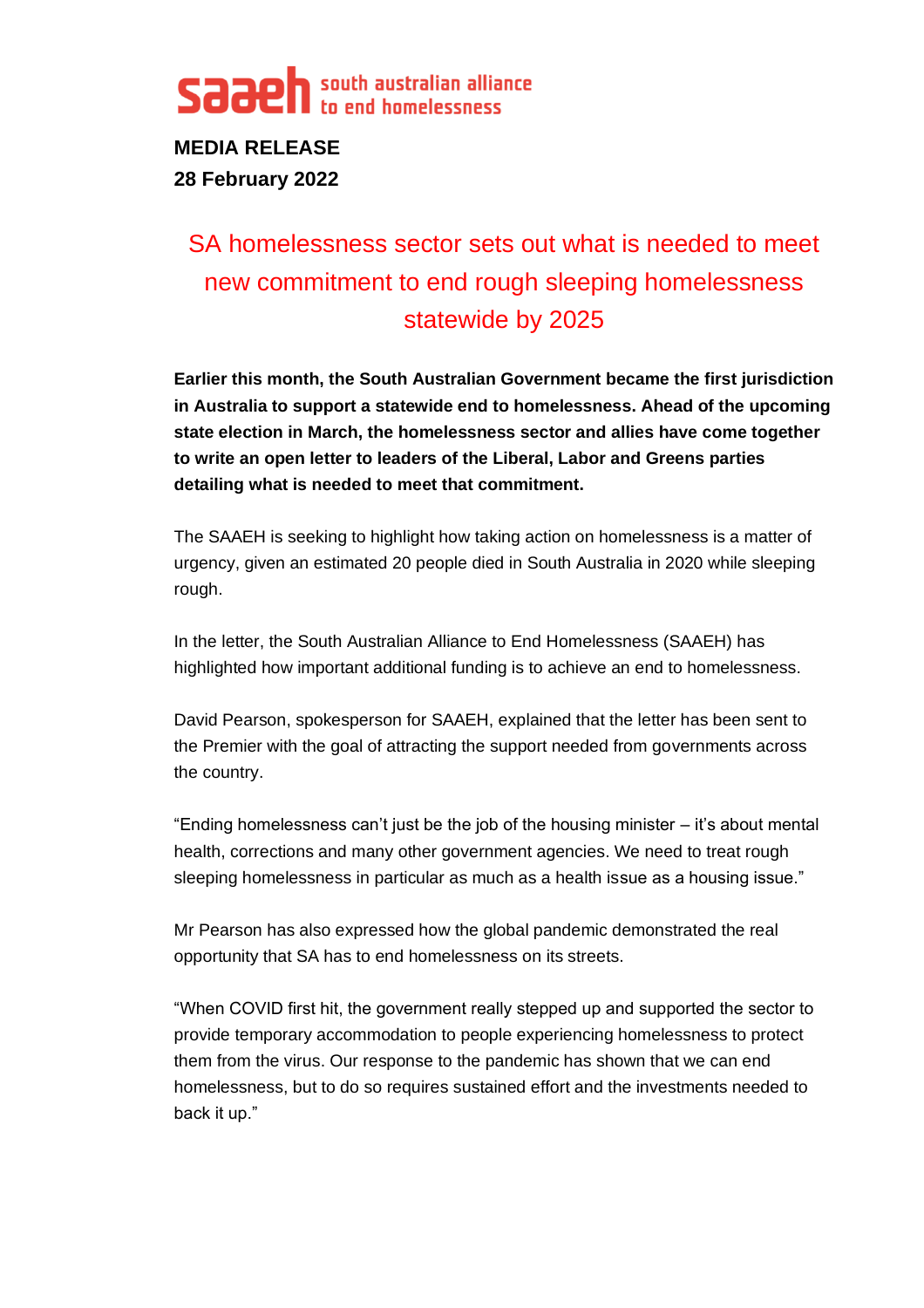**saaeh** south australian alliance to end homelessness

**MEDIA RELEASE**
**28 February 2022**

# SA homelessness sector sets out what is needed to meet new commitment to end rough sleeping homelessness statewide by 2025

**Earlier this month, the South Australian Government became the first jurisdiction in Australia to support a statewide end to homelessness. Ahead of the upcoming state election in March, the homelessness sector and allies have come together to write an open letter to leaders of the Liberal, Labor and Greens parties detailing what is needed to meet that commitment.**

The SAAEH is seeking to highlight how taking action on homelessness is a matter of urgency, given an estimated 20 people died in South Australia in 2020 while sleeping rough.

In the letter, the South Australian Alliance to End Homelessness (SAAEH) has highlighted how important additional funding is to achieve an end to homelessness.

David Pearson, spokesperson for SAAEH, explained that the letter has been sent to the Premier with the goal of attracting the support needed from governments across the country.

"Ending homelessness can't just be the job of the housing minister – it's about mental health, corrections and many other government agencies. We need to treat rough sleeping homelessness in particular as much as a health issue as a housing issue."

Mr Pearson has also expressed how the global pandemic demonstrated the real opportunity that SA has to end homelessness on its streets.

"When COVID first hit, the government really stepped up and supported the sector to provide temporary accommodation to people experiencing homelessness to protect them from the virus. Our response to the pandemic has shown that we can end homelessness, but to do so requires sustained effort and the investments needed to back it up."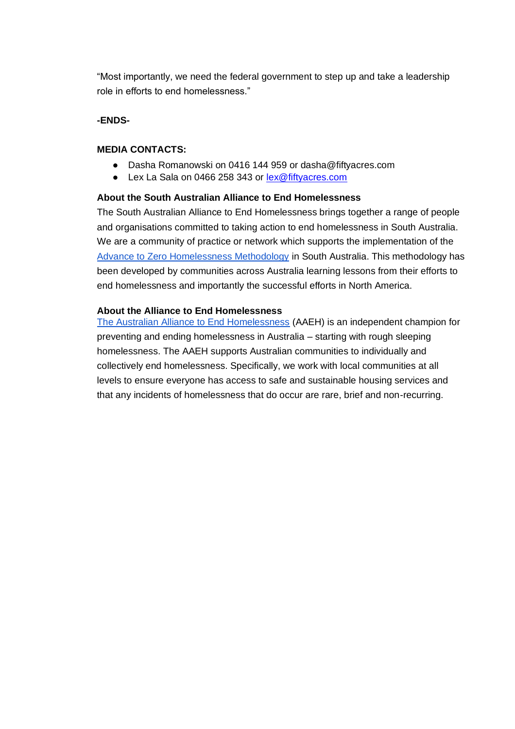"Most importantly, we need the federal government to step up and take a leadership role in efforts to end homelessness."

**-ENDS-**

**MEDIA CONTACTS:**

- Dasha Romanowski on 0416 144 959 or dasha@fiftyacres.com
- Lex La Sala on 0466 258 343 or lex@fiftyacres.com

**About the South Australian Alliance to End Homelessness**

The South Australian Alliance to End Homelessness brings together a range of people and organisations committed to taking action to end homelessness in South Australia. We are a community of practice or network which supports the implementation of the Advance to Zero Homelessness Methodology in South Australia. This methodology has been developed by communities across Australia learning lessons from their efforts to end homelessness and importantly the successful efforts in North America.

**About the Alliance to End Homelessness**

The Australian Alliance to End Homelessness (AAEH) is an independent champion for preventing and ending homelessness in Australia – starting with rough sleeping homelessness. The AAEH supports Australian communities to individually and collectively end homelessness. Specifically, we work with local communities at all levels to ensure everyone has access to safe and sustainable housing services and that any incidents of homelessness that do occur are rare, brief and non-recurring.